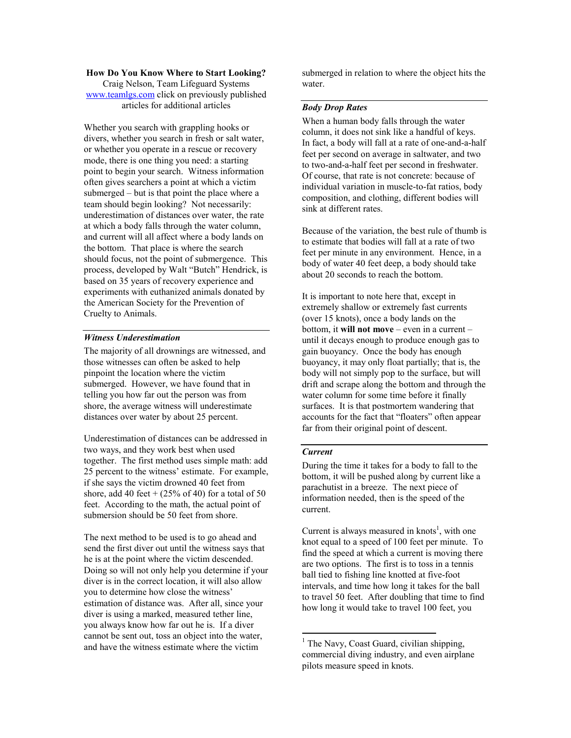**How Do You Know Where to Start Looking?**

Craig Nelson, Team Lifeguard Systems

www.teamlgs.com click on previously published articles for additional articles

Whether you search with grappling hooks or divers, whether you search in fresh or salt water, or whether you operate in a rescue or recovery mode, there is one thing you need: a starting point to begin your search. Witness information often gives searchers a point at which a victim submerged – but is that point the place where a team should begin looking? Not necessarily: underestimation of distances over water, the rate at which a body falls through the water column, and current will all affect where a body lands on the bottom. That place is where the search should focus, not the point of submergence. This process, developed by Walt "Butch" Hendrick, is based on 35 years of recovery experience and experiments with euthanized animals donated by the American Society for the Prevention of Cruelty to Animals.

### *Witness Underestimation*

The majority of all drownings are witnessed, and those witnesses can often be asked to help pinpoint the location where the victim submerged. However, we have found that in telling you how far out the person was from shore, the average witness will underestimate distances over water by about 25 percent.

Underestimation of distances can be addressed in two ways, and they work best when used together. The first method uses simple math: add 25 percent to the witness' estimate. For example, if she says the victim drowned 40 feet from shore, add 40 feet + (25% of 40) for a total of 50 feet. According to the math, the actual point of submersion should be 50 feet from shore.

The next method to be used is to go ahead and send the first diver out until the witness says that he is at the point where the victim descended. Doing so will not only help you determine if your diver is in the correct location, it will also allow you to determine how close the witness' estimation of distance was. After all, since your diver is using a marked, measured tether line, you always know how far out he is. If a diver cannot be sent out, toss an object into the water, and have the witness estimate where the victim submerged in relation to where the object hits the water.

### *Body Drop Rates*

When a human body falls through the water column, it does not sink like a handful of keys. In fact, a body will fall at a rate of one-and-a-half feet per second on average in saltwater, and two to two-and-a-half feet per second in freshwater. Of course, that rate is not concrete: because of individual variation in muscle-to-fat ratios, body composition, and clothing, different bodies will sink at different rates.

Because of the variation, the best rule of thumb is to estimate that bodies will fall at a rate of two feet per minute in any environment. Hence, in a body of water 40 feet deep, a body should take about 20 seconds to reach the bottom.

It is important to note here that, except in extremely shallow or extremely fast currents (over 15 knots), once a body lands on the bottom, it **will not move** – even in a current – until it decays enough to produce enough gas to gain buoyancy. Once the body has enough buoyancy, it may only float partially; that is, the body will not simply pop to the surface, but will drift and scrape along the bottom and through the water column for some time before it finally surfaces. It is that postmortem wandering that accounts for the fact that "floaters" often appear far from their original point of descent.

### *Current*

During the time it takes for a body to fall to the bottom, it will be pushed along by current like a parachutist in a breeze. The next piece of information needed, then is the speed of the current.

Current is always measured in knots[1], with one knot equal to a speed of 100 feet per minute. To find the speed at which a current is moving there are two options. The first is to toss in a tennis ball tied to fishing line knotted at five-foot intervals, and time how long it takes for the ball to travel 50 feet. After doubling that time to find how long it would take to travel 100 feet, you

[1] The Navy, Coast Guard, civilian shipping, commercial diving industry, and even airplane pilots measure speed in knots.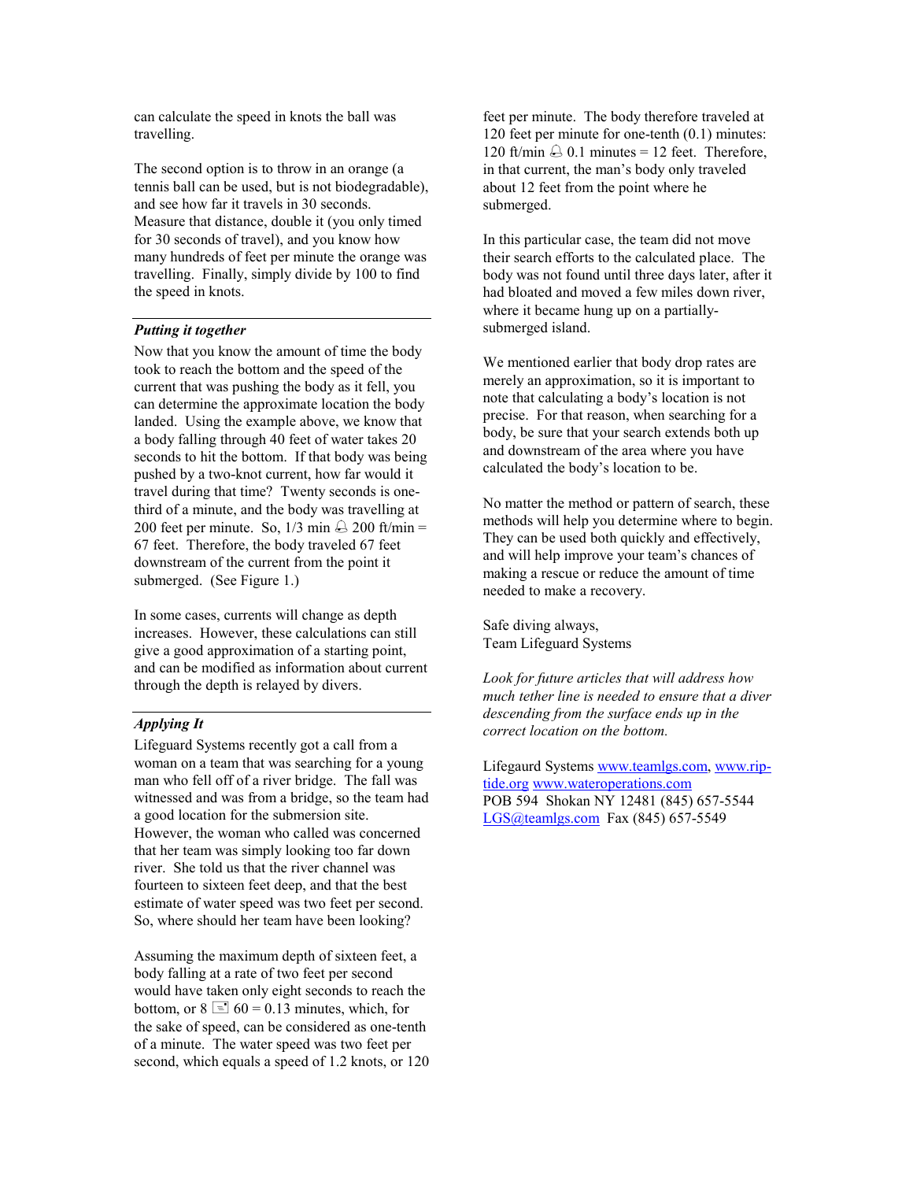can calculate the speed in knots the ball was travelling.

The second option is to throw in an orange (a tennis ball can be used, but is not biodegradable), and see how far it travels in 30 seconds. Measure that distance, double it (you only timed for 30 seconds of travel), and you know how many hundreds of feet per minute the orange was travelling. Finally, simply divide by 100 to find the speed in knots.

***Putting it together***

Now that you know the amount of time the body took to reach the bottom and the speed of the current that was pushing the body as it fell, you can determine the approximate location the body landed. Using the example above, we know that a body falling through 40 feet of water takes 20 seconds to hit the bottom. If that body was being pushed by a two-knot current, how far would it travel during that time? Twenty seconds is one-third of a minute, and the body was travelling at 200 feet per minute. So, 1/3 min $\times$ 200 ft/min = 67 feet. Therefore, the body traveled 67 feet downstream of the current from the point it submerged. (See Figure 1.)

In some cases, currents will change as depth increases. However, these calculations can still give a good approximation of a starting point, and can be modified as information about current through the depth is relayed by divers.

***Applying It***

Lifeguard Systems recently got a call from a woman on a team that was searching for a young man who fell off of a river bridge. The fall was witnessed and was from a bridge, so the team had a good location for the submersion site. However, the woman who called was concerned that her team was simply looking too far down river. She told us that the river channel was fourteen to sixteen feet deep, and that the best estimate of water speed was two feet per second. So, where should her team have been looking?

Assuming the maximum depth of sixteen feet, a body falling at a rate of two feet per second would have taken only eight seconds to reach the bottom, or 8 $\div$ 60 = 0.13 minutes, which, for the sake of speed, can be considered as one-tenth of a minute. The water speed was two feet per second, which equals a speed of 1.2 knots, or 120 feet per minute. The body therefore traveled at 120 feet per minute for one-tenth (0.1) minutes: 120 ft/min $\times$ 0.1 minutes = 12 feet. Therefore, in that current, the man's body only traveled about 12 feet from the point where he submerged.

In this particular case, the team did not move their search efforts to the calculated place. The body was not found until three days later, after it had bloated and moved a few miles down river, where it became hung up on a partially-submerged island.

We mentioned earlier that body drop rates are merely an approximation, so it is important to note that calculating a body's location is not precise. For that reason, when searching for a body, be sure that your search extends both up and downstream of the area where you have calculated the body's location to be.

No matter the method or pattern of search, these methods will help you determine where to begin. They can be used both quickly and effectively, and will help improve your team's chances of making a rescue or reduce the amount of time needed to make a recovery.

Safe diving always,
Team Lifeguard Systems

*Look for future articles that will address how much tether line is needed to ensure that a diver descending from the surface ends up in the correct location on the bottom.*

Lifegaurd Systems www.teamlgs.com, www.rip-tide.org www.wateroperations.com
POB 594 Shokan NY 12481 (845) 657-5544
LGS@teamlgs.com Fax (845) 657-5549